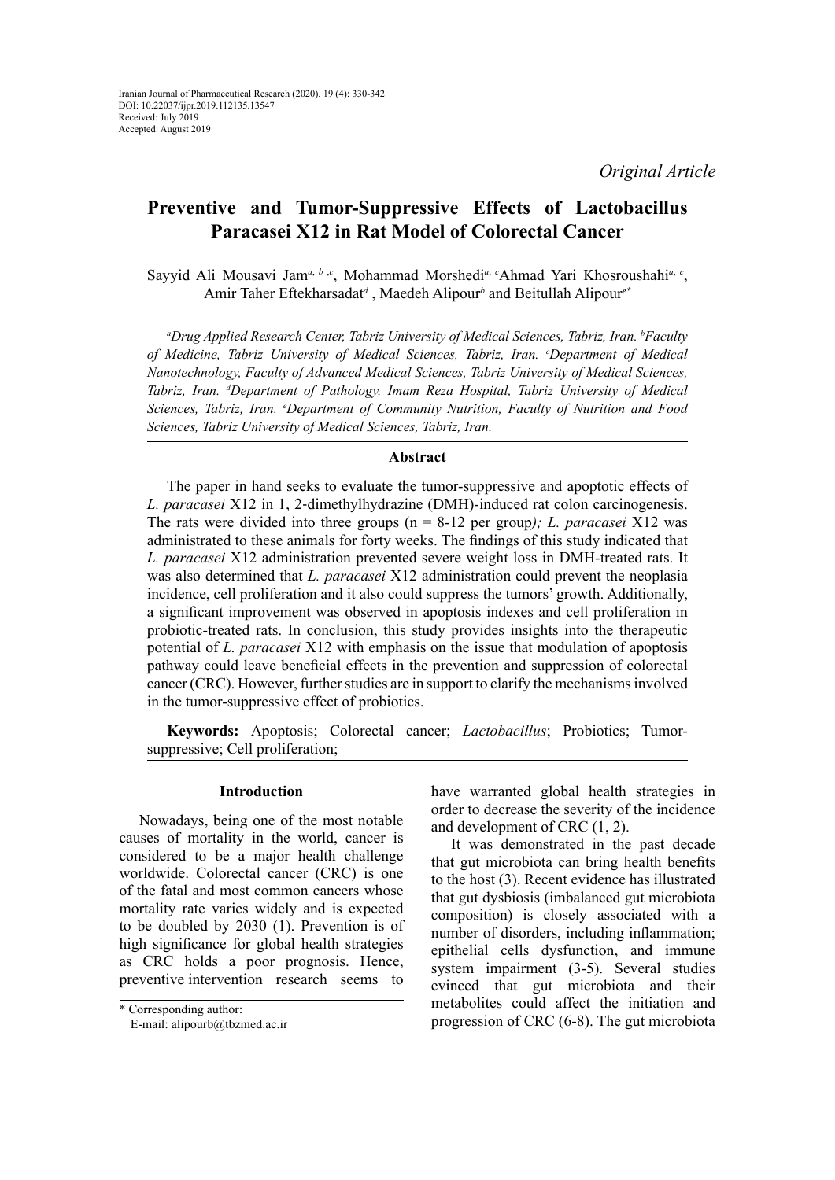Iranian Journal of Pharmaceutical Research (2020), 19 (4): 330-342
DOI: 10.22037/ijpr.2019.112135.13547
Received: July 2019
Accepted: August 2019

*Original Article*

# Preventive and Tumor-Suppressive Effects of Lactobacillus Paracasei X12 in Rat Model of Colorectal Cancer

Sayyid Ali Mousavi Jam[a, b ,c], Mohammad Morshedi[a, c] Ahmad Yari Khosroushahi[a, c], Amir Taher Eftekharsadat[d] , Maedeh Alipour[b] and Beitullah Alipour[e*]

*[a]Drug Applied Research Center, Tabriz University of Medical Sciences, Tabriz, Iran. [b]Faculty of Medicine, Tabriz University of Medical Sciences, Tabriz, Iran. [c]Department of Medical Nanotechnology, Faculty of Advanced Medical Sciences, Tabriz University of Medical Sciences, Tabriz, Iran. [d]Department of Pathology, Imam Reza Hospital, Tabriz University of Medical Sciences, Tabriz, Iran. [e]Department of Community Nutrition, Faculty of Nutrition and Food Sciences, Tabriz University of Medical Sciences, Tabriz, Iran.*

## Abstract

The paper in hand seeks to evaluate the tumor-suppressive and apoptotic effects of *L. paracasei* X12 in 1, 2-dimethylhydrazine (DMH)-induced rat colon carcinogenesis. The rats were divided into three groups (n = 8-12 per group*); L. paracasei* X12 was administrated to these animals for forty weeks. The findings of this study indicated that *L. paracasei* X12 administration prevented severe weight loss in DMH-treated rats. It was also determined that *L. paracasei* X12 administration could prevent the neoplasia incidence, cell proliferation and it also could suppress the tumors' growth. Additionally, a significant improvement was observed in apoptosis indexes and cell proliferation in probiotic-treated rats. In conclusion, this study provides insights into the therapeutic potential of *L. paracasei* X12 with emphasis on the issue that modulation of apoptosis pathway could leave beneficial effects in the prevention and suppression of colorectal cancer (CRC). However, further studies are in support to clarify the mechanisms involved in the tumor-suppressive effect of probiotics.

**Keywords:** Apoptosis; Colorectal cancer; *Lactobacillus*; Probiotics; Tumor-suppressive; Cell proliferation;

## Introduction

Nowadays, being one of the most notable causes of mortality in the world, cancer is considered to be a major health challenge worldwide. Colorectal cancer (CRC) is one of the fatal and most common cancers whose mortality rate varies widely and is expected to be doubled by 2030 (1). Prevention is of high significance for global health strategies as CRC holds a poor prognosis. Hence, preventive intervention research seems to have warranted global health strategies in order to decrease the severity of the incidence and development of CRC (1, 2).

It was demonstrated in the past decade that gut microbiota can bring health benefits to the host (3). Recent evidence has illustrated that gut dysbiosis (imbalanced gut microbiota composition) is closely associated with a number of disorders, including inflammation; epithelial cells dysfunction, and immune system impairment (3-5). Several studies evinced that gut microbiota and their metabolites could affect the initiation and progression of CRC (6-8). The gut microbiota

\* Corresponding author:
E-mail: alipourb@tbzmed.ac.ir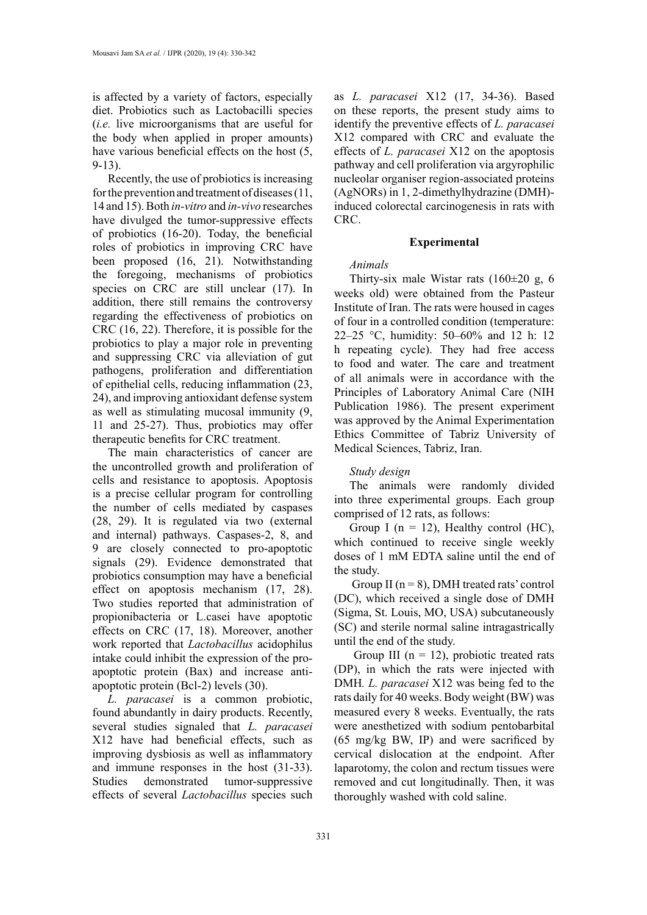is affected by a variety of factors, especially diet. Probiotics such as Lactobacilli species (*i.e.* live microorganisms that are useful for the body when applied in proper amounts) have various beneficial effects on the host (5, 9-13).

Recently, the use of probiotics is increasing for the prevention and treatment of diseases (11, 14 and 15). Both *in-vitro* and *in-vivo* researches have divulged the tumor-suppressive effects of probiotics (16-20). Today, the beneficial roles of probiotics in improving CRC have been proposed (16, 21). Notwithstanding the foregoing, mechanisms of probiotics species on CRC are still unclear (17). In addition, there still remains the controversy regarding the effectiveness of probiotics on CRC (16, 22). Therefore, it is possible for the probiotics to play a major role in preventing and suppressing CRC via alleviation of gut pathogens, proliferation and differentiation of epithelial cells, reducing inflammation (23, 24), and improving antioxidant defense system as well as stimulating mucosal immunity (9, 11 and 25-27). Thus, probiotics may offer therapeutic benefits for CRC treatment.

The main characteristics of cancer are the uncontrolled growth and proliferation of cells and resistance to apoptosis. Apoptosis is a precise cellular program for controlling the number of cells mediated by caspases (28, 29). It is regulated via two (external and internal) pathways. Caspases-2, 8, and 9 are closely connected to pro-apoptotic signals (29). Evidence demonstrated that probiotics consumption may have a beneficial effect on apoptosis mechanism (17, 28). Two studies reported that administration of propionibacteria or L.casei have apoptotic effects on CRC (17, 18). Moreover, another work reported that *Lactobacillus* acidophilus intake could inhibit the expression of the pro-apoptotic protein (Bax) and increase anti-apoptotic protein (Bcl-2) levels (30).

*L. paracasei* is a common probiotic, found abundantly in dairy products. Recently, several studies signaled that *L. paracasei* X12 have had beneficial effects, such as improving dysbiosis as well as inflammatory and immune responses in the host (31-33). Studies demonstrated tumor-suppressive effects of several *Lactobacillus* species such as *L. paracasei* X12 (17, 34-36). Based on these reports, the present study aims to identify the preventive effects of *L. paracasei* X12 compared with CRC and evaluate the effects of *L. paracasei* X12 on the apoptosis pathway and cell proliferation via argyrophilic nucleolar organiser region-associated proteins (AgNORs) in 1, 2-dimethylhydrazine (DMH)-induced colorectal carcinogenesis in rats with CRC.

## Experimental

### *Animals*

Thirty-six male Wistar rats (160±20 g, 6 weeks old) were obtained from the Pasteur Institute of Iran. The rats were housed in cages of four in a controlled condition (temperature: 22–25 °C, humidity: 50–60% and 12 h: 12 h repeating cycle). They had free access to food and water. The care and treatment of all animals were in accordance with the Principles of Laboratory Animal Care (NIH Publication 1986). The present experiment was approved by the Animal Experimentation Ethics Committee of Tabriz University of Medical Sciences, Tabriz, Iran.

### *Study design*

The animals were randomly divided into three experimental groups. Each group comprised of 12 rats, as follows:

Group I (n = 12), Healthy control (HC), which continued to receive single weekly doses of 1 mM EDTA saline until the end of the study.

Group II (n = 8), DMH treated rats' control (DC), which received a single dose of DMH (Sigma, St. Louis, MO, USA) subcutaneously (SC) and sterile normal saline intragastrically until the end of the study.

Group III (n = 12), probiotic treated rats (DP), in which the rats were injected with DMH*. L. paracasei* X12 was being fed to the rats daily for 40 weeks. Body weight (BW) was measured every 8 weeks. Eventually, the rats were anesthetized with sodium pentobarbital (65 mg/kg BW, IP) and were sacrificed by cervical dislocation at the endpoint. After laparotomy, the colon and rectum tissues were removed and cut longitudinally. Then, it was thoroughly washed with cold saline.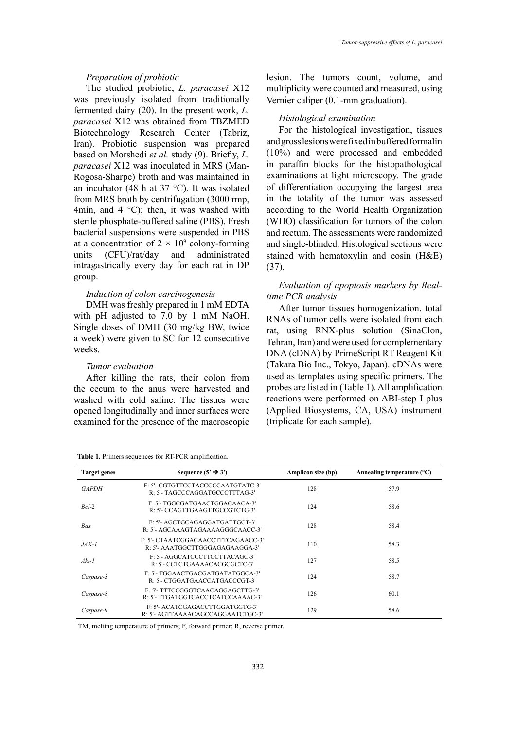### *Preparation of probiotic*

The studied probiotic, *L. paracasei* X12 was previously isolated from traditionally fermented dairy (20). In the present work, *L. paracasei* X12 was obtained from TBZMED Biotechnology Research Center (Tabriz, Iran). Probiotic suspension was prepared based on Morshedi *et al.* study (9). Briefly, *L. paracasei* X12 was inoculated in MRS (Man-Rogosa-Sharpe) broth and was maintained in an incubator (48 h at 37 °C). It was isolated from MRS broth by centrifugation (3000 rmp, 4min, and 4 °C); then, it was washed with sterile phosphate-buffered saline (PBS). Fresh bacterial suspensions were suspended in PBS at a concentration of $2 \times 10^9$ colony-forming units (CFU)/rat/day and administrated intragastrically every day for each rat in DP group.

### *Induction of colon carcinogenesis*

DMH was freshly prepared in 1 mM EDTA with pH adjusted to 7.0 by 1 mM NaOH. Single doses of DMH (30 mg/kg BW, twice a week) were given to SC for 12 consecutive weeks.

### *Tumor evaluation*

After killing the rats, their colon from the cecum to the anus were harvested and washed with cold saline. The tissues were opened longitudinally and inner surfaces were examined for the presence of the macroscopic lesion. The tumors count, volume, and multiplicity were counted and measured, using Vernier caliper (0.1-mm graduation).

### *Histological examination*

For the histological investigation, tissues and gross lesions were fixed in buffered formalin (10%) and were processed and embedded in paraffin blocks for the histopathological examinations at light microscopy. The grade of differentiation occupying the largest area in the totality of the tumor was assessed according to the World Health Organization (WHO) classification for tumors of the colon and rectum. The assessments were randomized and single-blinded. Histological sections were stained with hematoxylin and eosin (H&E) (37).

### *Evaluation of apoptosis markers by Real-time PCR analysis*

After tumor tissues homogenization, total RNAs of tumor cells were isolated from each rat, using RNX-plus solution (SinaClon, Tehran, Iran) and were used for complementary DNA (cDNA) by PrimeScript RT Reagent Kit (Takara Bio Inc., Tokyo, Japan). cDNAs were used as templates using specific primers. The probes are listed in (Table 1). All amplification reactions were performed on ABI-step I plus (Applied Biosystems, CA, USA) instrument (triplicate for each sample).

**Table 1.** Primers sequences for RT-PCR amplification.

| Target genes | Sequence (5′ → 3′) | Amplicon size (bp) | Annealing temperature (°C) |
|---|---|---|---|
| *GAPDH* | F: 5'- CGTGTTCCTACCCCCAATGTATC-3'<br>R: 5'- TAGCCCAGGATGCCCTTTAG-3' | 128 | 57.9 |
| *Bcl-2* | F: 5'- TGGCGATGAACTGGACAACA-3'<br>R: 5'- CCAGTTGAAGTTGCCGTCTG-3' | 124 | 58.6 |
| *Bax* | F: 5'- AGCTGCAGAGGATGATTGCT-3'<br>R: 5'- AGCAAAGTAGAAAAGGGCAACC-3' | 128 | 58.4 |
| *JAK-1* | F: 5'- CTAATCGGACAACCTTTCAGAACC-3'<br>R: 5'- AAATGGCTTGGGAGAGAAGGA-3' | 110 | 58.3 |
| *Akt-1* | F: 5'- AGGCATCCCTTCCTTACAGC-3'<br>R: 5'- CCTCTGAAAACACGCGCTC-3' | 127 | 58.5 |
| *Caspase-3* | F: 5'- TGGAACTGACGATGATATGGCA-3'<br>R: 5'- CTGGATGAACCATGACCCGT-3' | 124 | 58.7 |
| *Caspase-8* | F: 5'- TTTCCGGGTCAACAGGAGCTTG-3'<br>R: 5'- TTGATGGTCACCTCATCCAAAAC-3' | 126 | 60.1 |
| *Caspase-9* | F: 5'- ACATCGAGACCTTGGATGGTG-3'<br>R: 5'- AGTTAAAACAGCCAGGAATCTGC-3' | 129 | 58.6 |

TM, melting temperature of primers; F, forward primer; R, reverse primer.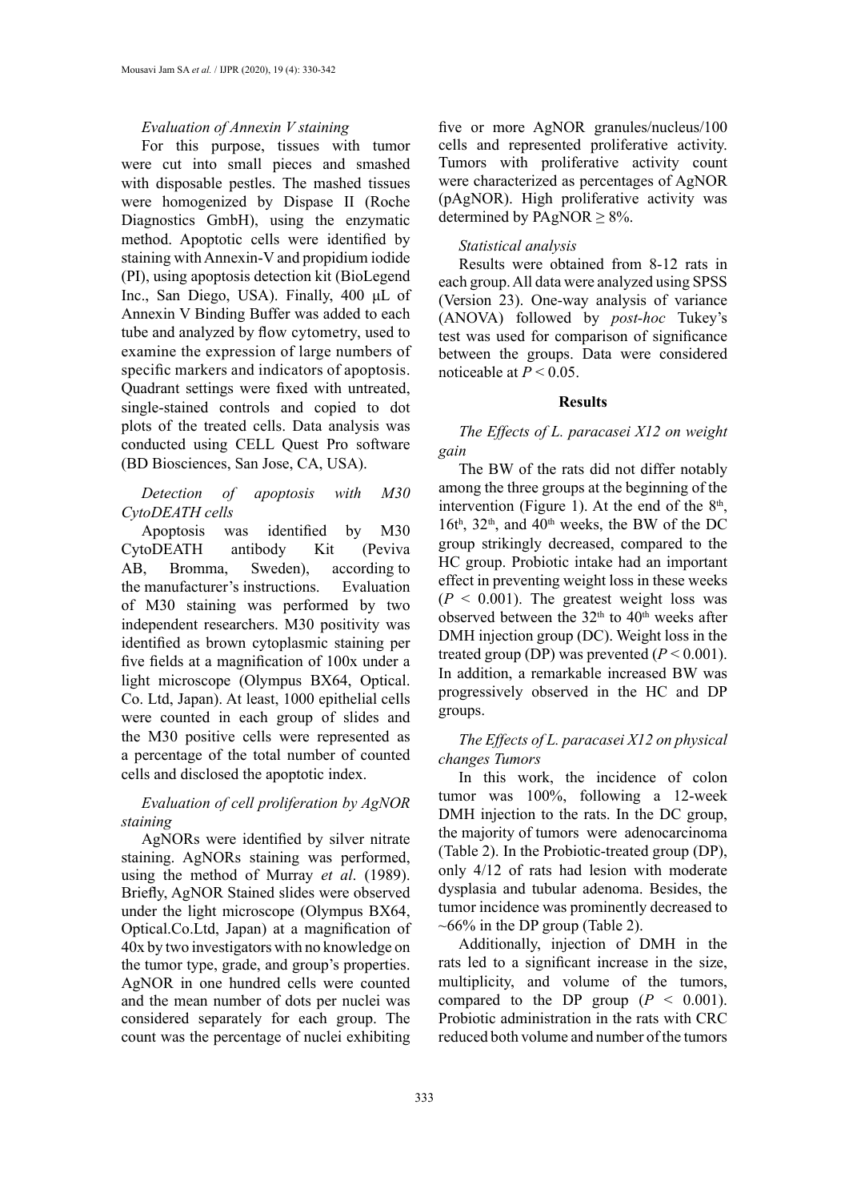*Evaluation of Annexin V staining*

For this purpose, tissues with tumor were cut into small pieces and smashed with disposable pestles. The mashed tissues were homogenized by Dispase II (Roche Diagnostics GmbH), using the enzymatic method. Apoptotic cells were identified by staining with Annexin-V and propidium iodide (PI), using apoptosis detection kit (BioLegend Inc., San Diego, USA). Finally, 400 µL of Annexin V Binding Buffer was added to each tube and analyzed by flow cytometry, used to examine the expression of large numbers of specific markers and indicators of apoptosis. Quadrant settings were fixed with untreated, single-stained controls and copied to dot plots of the treated cells. Data analysis was conducted using CELL Quest Pro software (BD Biosciences, San Jose, CA, USA).

*Detection of apoptosis with M30 CytoDEATH cells*

Apoptosis was identified by M30 CytoDEATH antibody Kit (Peviva AB, Bromma, Sweden), according to the manufacturer's instructions. Evaluation of M30 staining was performed by two independent researchers. M30 positivity was identified as brown cytoplasmic staining per five fields at a magnification of 100x under a light microscope (Olympus BX64, Optical. Co. Ltd, Japan). At least, 1000 epithelial cells were counted in each group of slides and the M30 positive cells were represented as a percentage of the total number of counted cells and disclosed the apoptotic index.

*Evaluation of cell proliferation by AgNOR staining*

AgNORs were identified by silver nitrate staining. AgNORs staining was performed, using the method of Murray *et al*. (1989). Briefly, AgNOR Stained slides were observed under the light microscope (Olympus BX64, Optical.Co.Ltd, Japan) at a magnification of 40x by two investigators with no knowledge on the tumor type, grade, and group's properties. AgNOR in one hundred cells were counted and the mean number of dots per nuclei was considered separately for each group. The count was the percentage of nuclei exhibiting five or more AgNOR granules/nucleus/100 cells and represented proliferative activity. Tumors with proliferative activity count were characterized as percentages of AgNOR (pAgNOR). High proliferative activity was determined by PAgNOR ≥ 8%.

*Statistical analysis*

Results were obtained from 8-12 rats in each group. All data were analyzed using SPSS (Version 23). One-way analysis of variance (ANOVA) followed by *post-hoc* Tukey's test was used for comparison of significance between the groups. Data were considered noticeable at $P < 0.05$.

## Results

*The Effects of L. paracasei X12 on weight gain*

The BW of the rats did not differ notably among the three groups at the beginning of the intervention (Figure 1). At the end of the 8th, 16th, 32th, and 40th weeks, the BW of the DC group strikingly decreased, compared to the HC group. Probiotic intake had an important effect in preventing weight loss in these weeks ($P < 0.001$). The greatest weight loss was observed between the 32th to 40th weeks after DMH injection group (DC). Weight loss in the treated group (DP) was prevented ($P < 0.001$). In addition, a remarkable increased BW was progressively observed in the HC and DP groups.

*The Effects of L. paracasei X12 on physical changes Tumors*

In this work, the incidence of colon tumor was 100%, following a 12-week DMH injection to the rats. In the DC group, the majority of tumors were adenocarcinoma (Table 2). In the Probiotic-treated group (DP), only 4/12 of rats had lesion with moderate dysplasia and tubular adenoma. Besides, the tumor incidence was prominently decreased to ~66% in the DP group (Table 2).

Additionally, injection of DMH in the rats led to a significant increase in the size, multiplicity, and volume of the tumors, compared to the DP group ($P < 0.001$). Probiotic administration in the rats with CRC reduced both volume and number of the tumors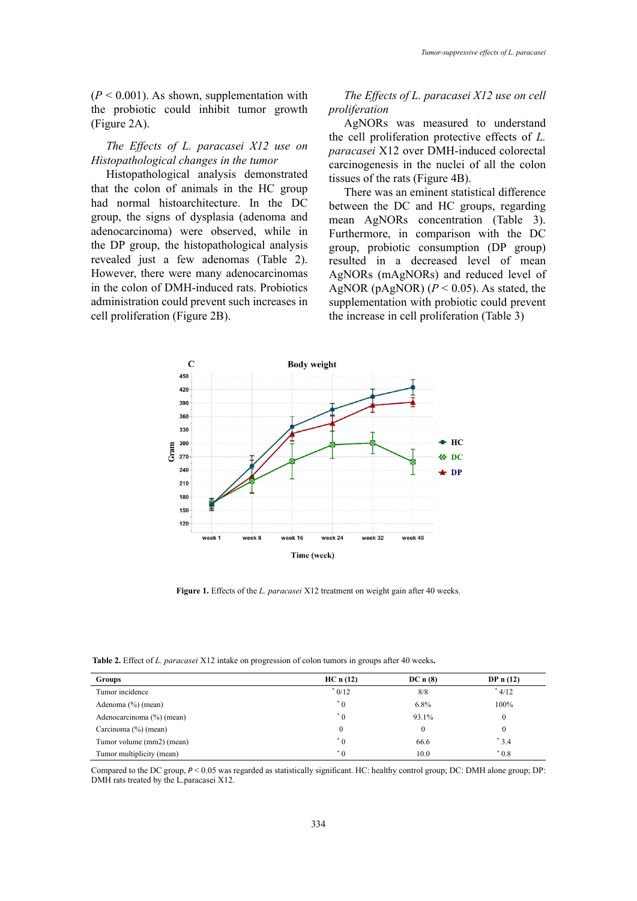($P < 0.001$). As shown, supplementation with the probiotic could inhibit tumor growth (Figure 2A).

*The Effects of L. paracasei X12 use on Histopathological changes in the tumor*

Histopathological analysis demonstrated that the colon of animals in the HC group had normal histoarchitecture. In the DC group, the signs of dysplasia (adenoma and adenocarcinoma) were observed, while in the DP group, the histopathological analysis revealed just a few adenomas (Table 2). However, there were many adenocarcinomas in the colon of DMH-induced rats. Probiotics administration could prevent such increases in cell proliferation (Figure 2B).

*The Effects of L. paracasei X12 use on cell proliferation*

AgNORs was measured to understand the cell proliferation protective effects of *L. paracasei* X12 over DMH-induced colorectal carcinogenesis in the nuclei of all the colon tissues of the rats (Figure 4B).

There was an eminent statistical difference between the DC and HC groups, regarding mean AgNORs concentration (Table 3). Furthermore, in comparison with the DC group, probiotic consumption (DP group) resulted in a decreased level of mean AgNORs (mAgNORs) and reduced level of AgNOR (pAgNOR) ($P < 0.05$). As stated, the supplementation with probiotic could prevent the increase in cell proliferation (Table 3)

**Figure 1.** Effects of the *L. paracasei* X12 treatment on weight gain after 40 weeks.

**Table 2.** Effect of *L. paracasei* X12 intake on progression of colon tumors in groups after 40 weeks**.**

| Groups | HC n (12) | DC n (8) | DP n (12) |
|---|---|---|---|
| Tumor incidence | * 0/12 | 8/8 | * 4/12 |
| Adenoma (%) (mean) | * 0 | 6.8% | 100% |
| Adenocarcinoma (%) (mean) | * 0 | 93.1% | 0 |
| Carcinoma (%) (mean) | 0 | 0 | 0 |
| Tumor volume (mm2) (mean) | * 0 | 66.6 | * 3.4 |
| Tumor multiplicity (mean) | * 0 | 10.0 | * 0.8 |

Compared to the DC group, $P < 0.05$ was regarded as statistically significant. HC: healthy control group; DC: DMH alone group; DP: DMH rats treated by the L.paracasei X12.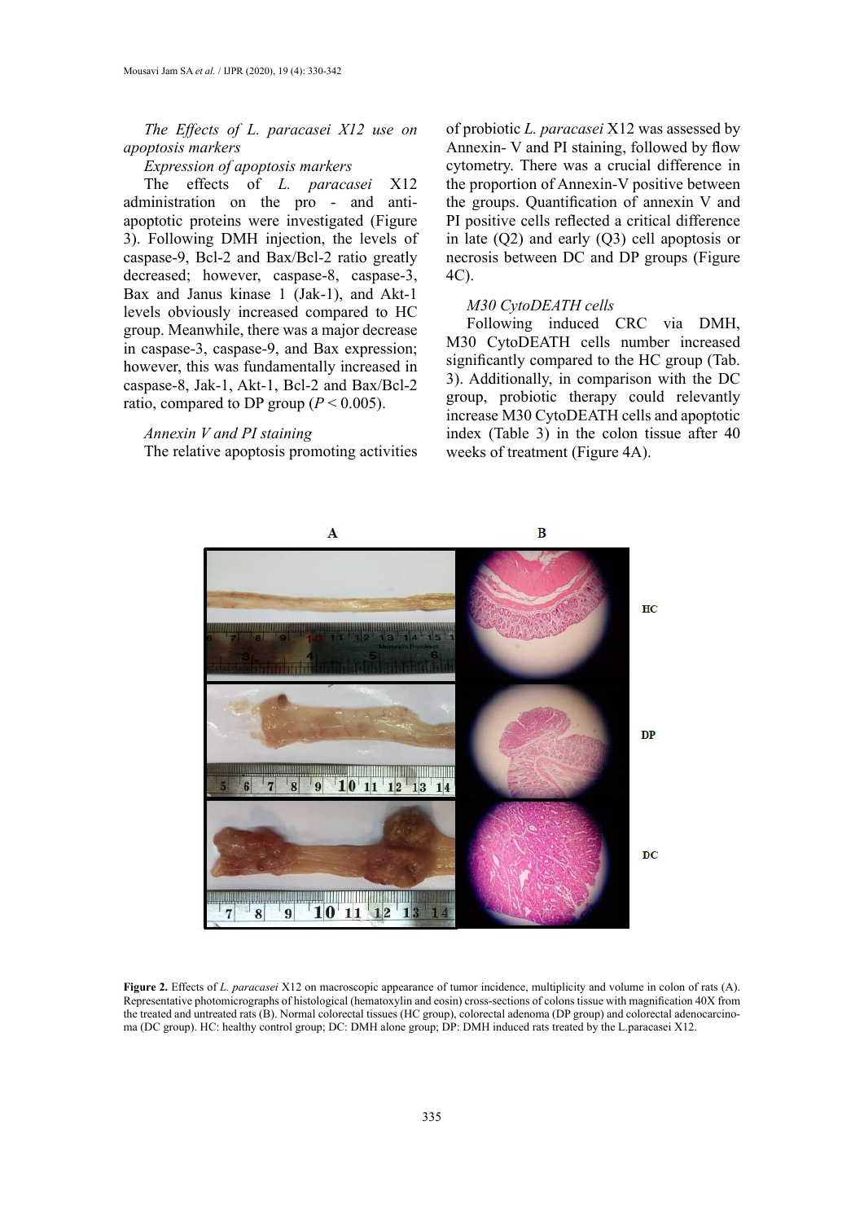*The Effects of L. paracasei X12 use on apoptosis markers*

*Expression of apoptosis markers*

The effects of *L. paracasei* X12 administration on the pro - and anti-apoptotic proteins were investigated (Figure 3). Following DMH injection, the levels of caspase-9, Bcl-2 and Bax/Bcl-2 ratio greatly decreased; however, caspase-8, caspase-3, Bax and Janus kinase 1 (Jak-1), and Akt-1 levels obviously increased compared to HC group. Meanwhile, there was a major decrease in caspase-3, caspase-9, and Bax expression; however, this was fundamentally increased in caspase-8, Jak-1, Akt-1, Bcl-2 and Bax/Bcl-2 ratio, compared to DP group ($P < 0.005$).

*Annexin V and PI staining*

The relative apoptosis promoting activities of probiotic *L. paracasei* X12 was assessed by Annexin- V and PI staining, followed by flow cytometry. There was a crucial difference in the proportion of Annexin-V positive between the groups. Quantification of annexin V and PI positive cells reflected a critical difference in late (Q2) and early (Q3) cell apoptosis or necrosis between DC and DP groups (Figure 4C).

*M30 CytoDEATH cells*

Following induced CRC via DMH, M30 CytoDEATH cells number increased significantly compared to the HC group (Tab. 3). Additionally, in comparison with the DC group, probiotic therapy could relevantly increase M30 CytoDEATH cells and apoptotic index (Table 3) in the colon tissue after 40 weeks of treatment (Figure 4A).

**Figure 2.** Effects of *L. paracasei* X12 on macroscopic appearance of tumor incidence, multiplicity and volume in colon of rats (A). Representative photomicrographs of histological (hematoxylin and eosin) cross-sections of colons tissue with magnification 40X from the treated and untreated rats (B). Normal colorectal tissues (HC group), colorectal adenoma (DP group) and colorectal adenocarcinoma (DC group). HC: healthy control group; DC: DMH alone group; DP: DMH induced rats treated by the L.paracasei X12.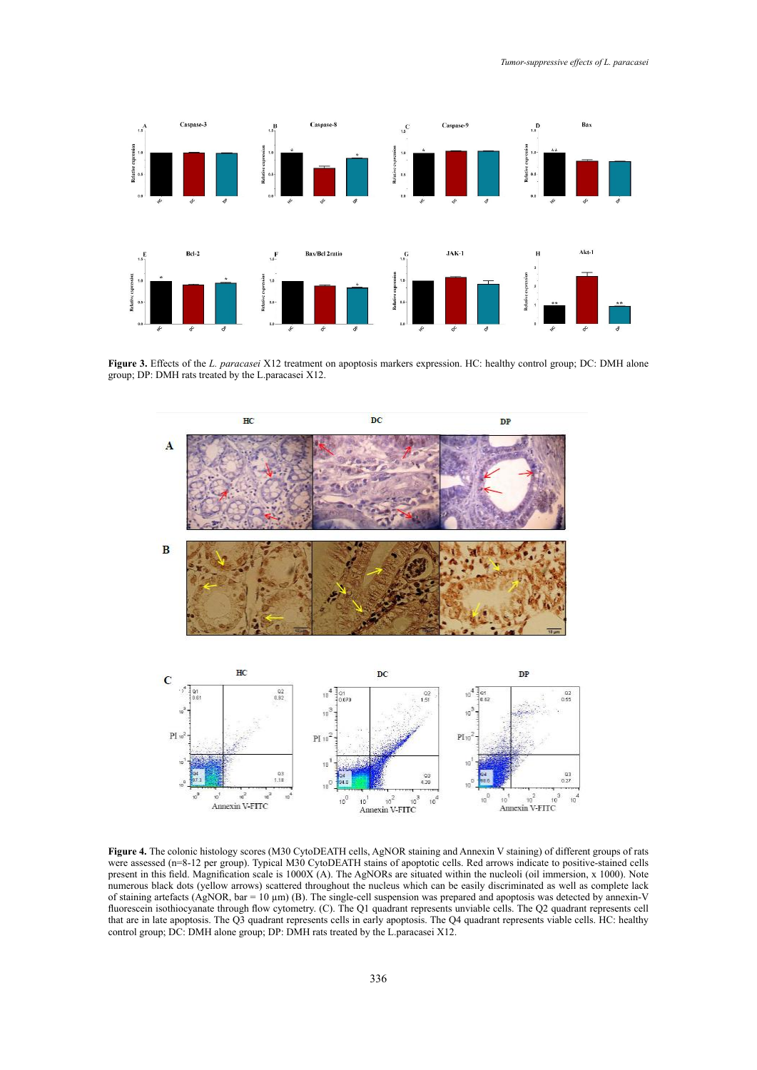**Figure 3.** Effects of the *L. paracasei* X12 treatment on apoptosis markers expression. HC: healthy control group; DC: DMH alone group; DP: DMH rats treated by the L.paracasei X12.

**Figure 4.** The colonic histology scores (M30 CytoDEATH cells, AgNOR staining and Annexin V staining) of different groups of rats were assessed (n=8-12 per group). Typical M30 CytoDEATH stains of apoptotic cells. Red arrows indicate to positive-stained cells present in this field. Magnification scale is 1000X (A). The AgNORs are situated within the nucleoli (oil immersion, x 1000). Note numerous black dots (yellow arrows) scattered throughout the nucleus which can be easily discriminated as well as complete lack of staining artefacts (AgNOR, bar = 10 µm) (B). The single-cell suspension was prepared and apoptosis was detected by annexin-V fluorescein isothiocyanate through flow cytometry. (C). The Q1 quadrant represents unviable cells. The Q2 quadrant represents cell that are in late apoptosis. The Q3 quadrant represents cells in early apoptosis. The Q4 quadrant represents viable cells. HC: healthy control group; DC: DMH alone group; DP: DMH rats treated by the L.paracasei X12.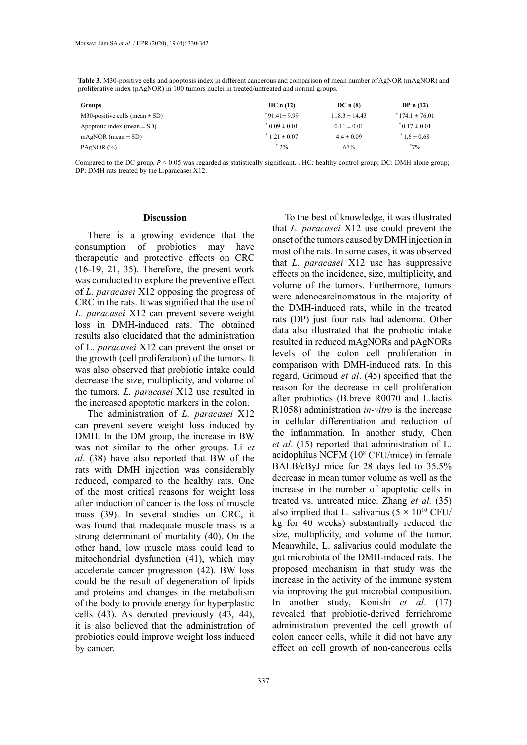**Table 3.** M30-positive cells and apoptosis index in different cancerous and comparison of mean number of AgNOR (mAgNOR) and proliferative index (pAgNOR) in 100 tumors nuclei in treated/untreated and normal groups.

| Groups | HC n (12) | DC n (8) | DP n (12) |
|---|---|---|---|
| M30-positive cells (mean ± SD) | * 91.41± 9.99 | 118.3 ± 14.43 | * 174.1 ± 76.01 |
| Apoptotic index (mean ± SD) | * 0.09 ± 0.01 | 0.11 ± 0.01 | * 0.17 ± 0.01 |
| mAgNOR (mean ± SD) | * 1.21 ± 0.07 | 4.4 ± 0.09 | * 1.6 ± 0.68 |
| PAgNOR (%) | * 2% | 67% | *7% |

Compared to the DC group, $P < 0.05$ was regarded as statistically significant. . HC: healthy control group; DC: DMH alone group; DP: DMH rats treated by the L.paracasei X12.

## Discussion

There is a growing evidence that the consumption of probiotics may have therapeutic and protective effects on CRC (16-19, 21, 35). Therefore, the present work was conducted to explore the preventive effect of *L. paracasei* X12 opposing the progress of CRC in the rats. It was signified that the use of *L. paracasei* X12 can prevent severe weight loss in DMH-induced rats. The obtained results also elucidated that the administration of L. *paracasei* X12 can prevent the onset or the growth (cell proliferation) of the tumors. It was also observed that probiotic intake could decrease the size, multiplicity, and volume of the tumors. *L. paracasei* X12 use resulted in the increased apoptotic markers in the colon.

The administration of *L. paracasei* X12 can prevent severe weight loss induced by DMH. In the DM group, the increase in BW was not similar to the other groups. Li *et al*. (38) have also reported that BW of the rats with DMH injection was considerably reduced, compared to the healthy rats. One of the most critical reasons for weight loss after induction of cancer is the loss of muscle mass (39). In several studies on CRC, it was found that inadequate muscle mass is a strong determinant of mortality (40). On the other hand, low muscle mass could lead to mitochondrial dysfunction (41), which may accelerate cancer progression (42). BW loss could be the result of degeneration of lipids and proteins and changes in the metabolism of the body to provide energy for hyperplastic cells (43). As denoted previously (43, 44), it is also believed that the administration of probiotics could improve weight loss induced by cancer.

To the best of knowledge, it was illustrated that *L. paracasei* X12 use could prevent the onset of the tumors caused by DMH injection in most of the rats. In some cases, it was observed that *L. paracasei* X12 use has suppressive effects on the incidence, size, multiplicity, and volume of the tumors. Furthermore, tumors were adenocarcinomatous in the majority of the DMH-induced rats, while in the treated rats (DP) just four rats had adenoma. Other data also illustrated that the probiotic intake resulted in reduced mAgNORs and pAgNORs levels of the colon cell proliferation in comparison with DMH-induced rats. In this regard, Grimoud *et al*. (45) specified that the reason for the decrease in cell proliferation after probiotics (B.breve R0070 and L.lactis R1058) administration *in-vitro* is the increase in cellular differentiation and reduction of the inflammation. In another study, Chen *et al*. (15) reported that administration of L. acidophilus NCFM ($10^8$ CFU/mice) in female BALB/cByJ mice for 28 days led to 35.5% decrease in mean tumor volume as well as the increase in the number of apoptotic cells in treated vs. untreated mice. Zhang *et al.* (35) also implied that L. salivarius ($5 \times 10^{10}$ CFU/kg for 40 weeks) substantially reduced the size, multiplicity, and volume of the tumor. Meanwhile, L. salivarius could modulate the gut microbiota of the DMH-induced rats. The proposed mechanism in that study was the increase in the activity of the immune system via improving the gut microbial composition. In another study, Konishi *et al*. (17) revealed that probiotic-derived ferrichrome administration prevented the cell growth of colon cancer cells, while it did not have any effect on cell growth of non-cancerous cells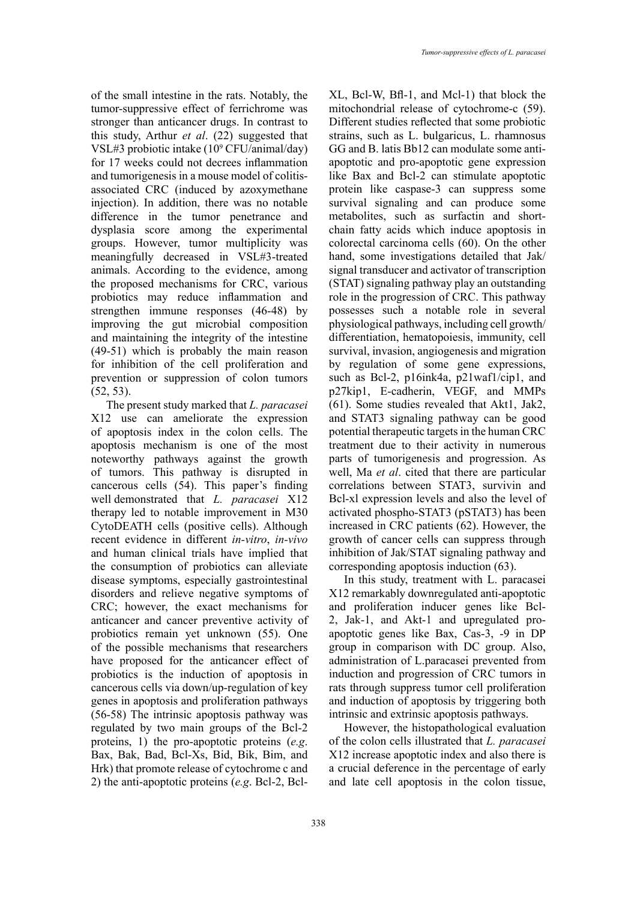of the small intestine in the rats. Notably, the tumor-suppressive effect of ferrichrome was stronger than anticancer drugs. In contrast to this study, Arthur *et al*. (22) suggested that VSL#3 probiotic intake ($10^9$ CFU/animal/day) for 17 weeks could not decrees inflammation and tumorigenesis in a mouse model of colitis-associated CRC (induced by azoxymethane injection). In addition, there was no notable difference in the tumor penetrance and dysplasia score among the experimental groups. However, tumor multiplicity was meaningfully decreased in VSL#3-treated animals. According to the evidence, among the proposed mechanisms for CRC, various probiotics may reduce inflammation and strengthen immune responses (46-48) by improving the gut microbial composition and maintaining the integrity of the intestine (49-51) which is probably the main reason for inhibition of the cell proliferation and prevention or suppression of colon tumors (52, 53).

The present study marked that *L. paracasei* X12 use can ameliorate the expression of apoptosis index in the colon cells. The apoptosis mechanism is one of the most noteworthy pathways against the growth of tumors. This pathway is disrupted in cancerous cells (54). This paper's finding well demonstrated that *L. paracasei* X12 therapy led to notable improvement in M30 CytoDEATH cells (positive cells). Although recent evidence in different *in-vitro*, *in-vivo* and human clinical trials have implied that the consumption of probiotics can alleviate disease symptoms, especially gastrointestinal disorders and relieve negative symptoms of CRC; however, the exact mechanisms for anticancer and cancer preventive activity of probiotics remain yet unknown (55). One of the possible mechanisms that researchers have proposed for the anticancer effect of probiotics is the induction of apoptosis in cancerous cells via down/up-regulation of key genes in apoptosis and proliferation pathways (56-58) The intrinsic apoptosis pathway was regulated by two main groups of the Bcl-2 proteins, 1) the pro-apoptotic proteins (*e.g*. Bax, Bak, Bad, Bcl-Xs, Bid, Bik, Bim, and Hrk) that promote release of cytochrome c and 2) the anti-apoptotic proteins (*e.g*. Bcl-2, Bcl-XL, Bcl-W, Bfl-1, and Mcl-1) that block the mitochondrial release of cytochrome-c (59). Different studies reflected that some probiotic strains, such as L. bulgaricus, L. rhamnosus GG and B. latis Bb12 can modulate some anti-apoptotic and pro-apoptotic gene expression like Bax and Bcl-2 can stimulate apoptotic protein like caspase-3 can suppress some survival signaling and can produce some metabolites, such as surfactin and short-chain fatty acids which induce apoptosis in colorectal carcinoma cells (60). On the other hand, some investigations detailed that Jak/signal transducer and activator of transcription (STAT) signaling pathway play an outstanding role in the progression of CRC. This pathway possesses such a notable role in several physiological pathways, including cell growth/differentiation, hematopoiesis, immunity, cell survival, invasion, angiogenesis and migration by regulation of some gene expressions, such as Bcl-2, p16ink4a, p21waf1/cip1, and p27kip1, E-cadherin, VEGF, and MMPs (61). Some studies revealed that Akt1, Jak2, and STAT3 signaling pathway can be good potential therapeutic targets in the human CRC treatment due to their activity in numerous parts of tumorigenesis and progression. As well, Ma *et al*. cited that there are particular correlations between STAT3, survivin and Bcl-xl expression levels and also the level of activated phospho-STAT3 (pSTAT3) has been increased in CRC patients (62). However, the growth of cancer cells can suppress through inhibition of Jak/STAT signaling pathway and corresponding apoptosis induction (63).

In this study, treatment with L. paracasei X12 remarkably downregulated anti-apoptotic and proliferation inducer genes like Bcl-2, Jak-1, and Akt-1 and upregulated pro-apoptotic genes like Bax, Cas-3, -9 in DP group in comparison with DC group. Also, administration of L.paracasei prevented from induction and progression of CRC tumors in rats through suppress tumor cell proliferation and induction of apoptosis by triggering both intrinsic and extrinsic apoptosis pathways.

However, the histopathological evaluation of the colon cells illustrated that *L. paracasei* X12 increase apoptotic index and also there is a crucial deference in the percentage of early and late cell apoptosis in the colon tissue,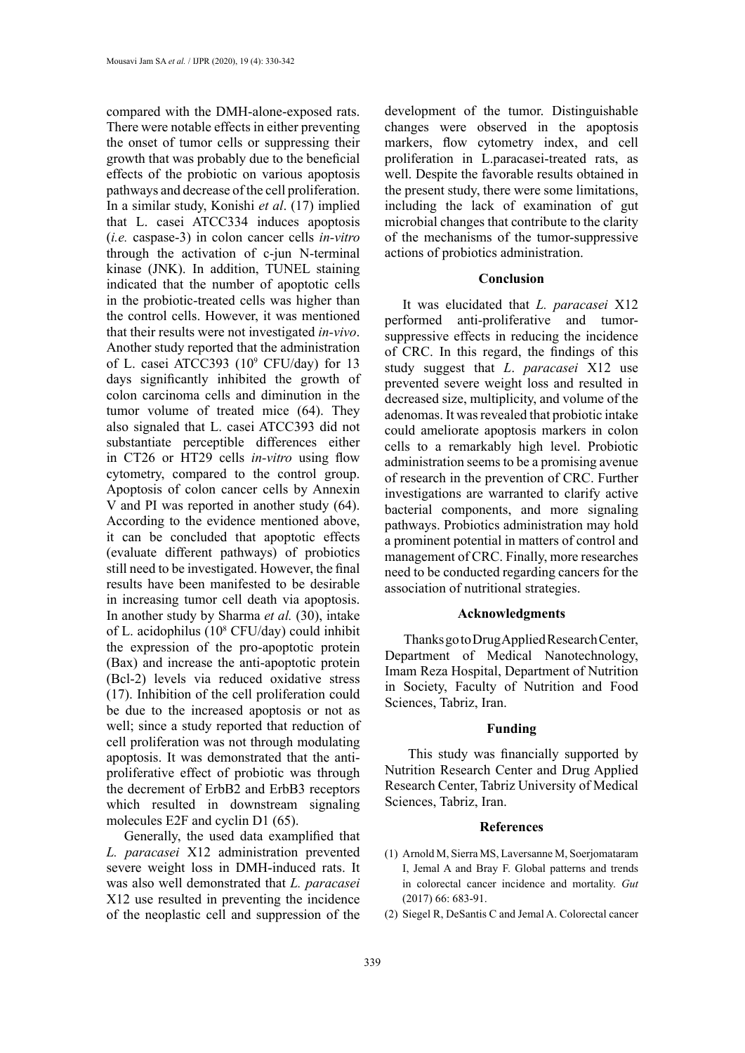compared with the DMH-alone-exposed rats. There were notable effects in either preventing the onset of tumor cells or suppressing their growth that was probably due to the beneficial effects of the probiotic on various apoptosis pathways and decrease of the cell proliferation. In a similar study, Konishi *et al*. (17) implied that L. casei ATCC334 induces apoptosis (*i.e.* caspase-3) in colon cancer cells *in-vitro* through the activation of c-jun N-terminal kinase (JNK). In addition, TUNEL staining indicated that the number of apoptotic cells in the probiotic-treated cells was higher than the control cells. However, it was mentioned that their results were not investigated *in-vivo*. Another study reported that the administration of L. casei ATCC393 ($10^9$ CFU/day) for 13 days significantly inhibited the growth of colon carcinoma cells and diminution in the tumor volume of treated mice (64). They also signaled that L. casei ATCC393 did not substantiate perceptible differences either in CT26 or HT29 cells *in-vitro* using flow cytometry, compared to the control group. Apoptosis of colon cancer cells by Annexin V and PI was reported in another study (64). According to the evidence mentioned above, it can be concluded that apoptotic effects (evaluate different pathways) of probiotics still need to be investigated. However, the final results have been manifested to be desirable in increasing tumor cell death via apoptosis. In another study by Sharma *et al.* (30), intake of L. acidophilus ($10^8$ CFU/day) could inhibit the expression of the pro-apoptotic protein (Bax) and increase the anti-apoptotic protein (Bcl-2) levels via reduced oxidative stress (17). Inhibition of the cell proliferation could be due to the increased apoptosis or not as well; since a study reported that reduction of cell proliferation was not through modulating apoptosis. It was demonstrated that the anti-proliferative effect of probiotic was through the decrement of ErbB2 and ErbB3 receptors which resulted in downstream signaling molecules E2F and cyclin D1 (65).

Generally, the used data examplified that *L. paracasei* X12 administration prevented severe weight loss in DMH-induced rats. It was also well demonstrated that *L. paracasei* X12 use resulted in preventing the incidence of the neoplastic cell and suppression of the development of the tumor. Distinguishable changes were observed in the apoptosis markers, flow cytometry index, and cell proliferation in L.paracasei-treated rats, as well. Despite the favorable results obtained in the present study, there were some limitations, including the lack of examination of gut microbial changes that contribute to the clarity of the mechanisms of the tumor-suppressive actions of probiotics administration.

## Conclusion

It was elucidated that *L. paracasei* X12 performed anti-proliferative and tumor-suppressive effects in reducing the incidence of CRC. In this regard, the findings of this study suggest that *L. paracasei* X12 use prevented severe weight loss and resulted in decreased size, multiplicity, and volume of the adenomas. It was revealed that probiotic intake could ameliorate apoptosis markers in colon cells to a remarkably high level. Probiotic administration seems to be a promising avenue of research in the prevention of CRC. Further investigations are warranted to clarify active bacterial components, and more signaling pathways. Probiotics administration may hold a prominent potential in matters of control and management of CRC. Finally, more researches need to be conducted regarding cancers for the association of nutritional strategies.

## Acknowledgments

Thanks go to Drug Applied Research Center, Department of Medical Nanotechnology, Imam Reza Hospital, Department of Nutrition in Society, Faculty of Nutrition and Food Sciences, Tabriz, Iran.

## Funding

This study was financially supported by Nutrition Research Center and Drug Applied Research Center, Tabriz University of Medical Sciences, Tabriz, Iran.

## References

(1) Arnold M, Sierra MS, Laversanne M, Soerjomataram I, Jemal A and Bray F. Global patterns and trends in colorectal cancer incidence and mortality. *Gut* (2017) 66: 683-91.

(2) Siegel R, DeSantis C and Jemal A. Colorectal cancer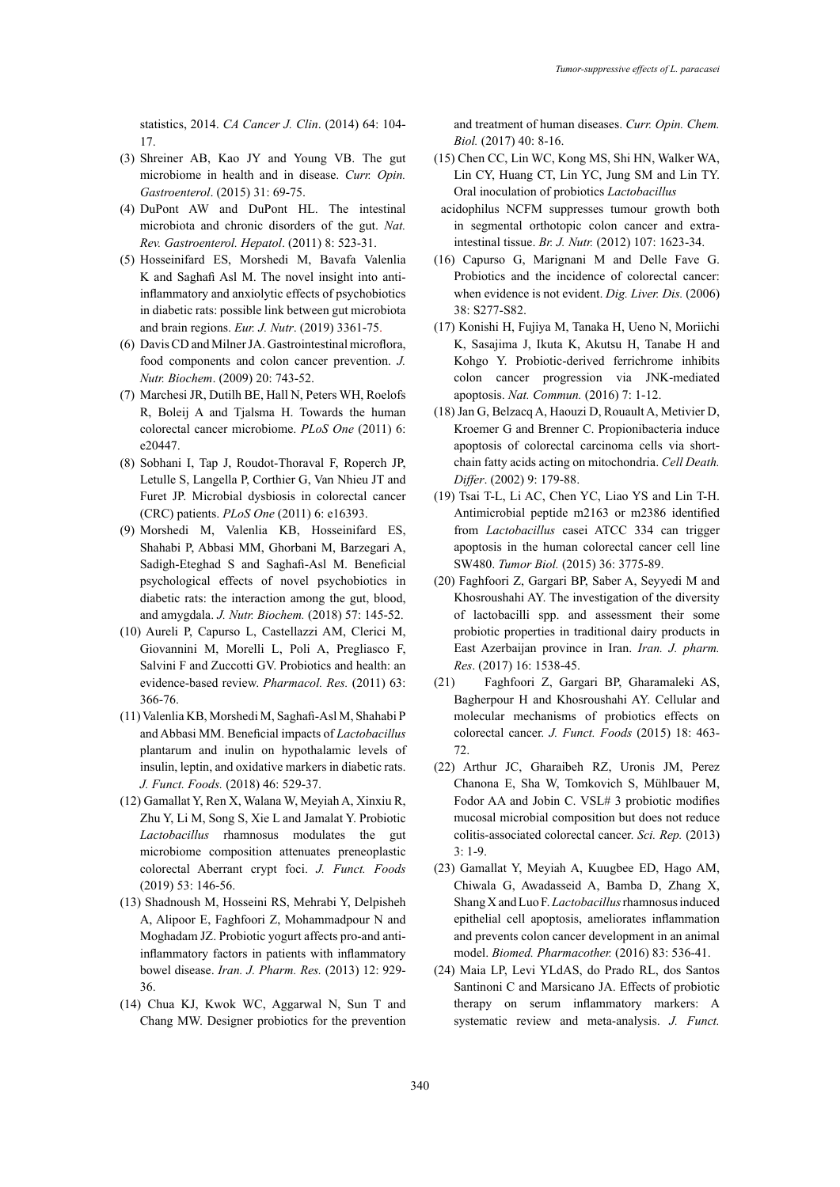statistics, 2014. *CA Cancer J. Clin*. (2014) 64: 104-17.

(3) Shreiner AB, Kao JY and Young VB. The gut microbiome in health and in disease. *Curr. Opin. Gastroenterol*. (2015) 31: 69-75.

(4) DuPont AW and DuPont HL. The intestinal microbiota and chronic disorders of the gut. *Nat. Rev. Gastroenterol. Hepatol*. (2011) 8: 523-31.

(5) Hosseinifard ES, Morshedi M, Bavafa Valenlia K and Saghafi Asl M. The novel insight into anti-inflammatory and anxiolytic effects of psychobiotics in diabetic rats: possible link between gut microbiota and brain regions. *Eur. J. Nutr*. (2019) 3361-75.

(6) Davis CD and Milner JA. Gastrointestinal microflora, food components and colon cancer prevention. *J. Nutr. Biochem*. (2009) 20: 743-52.

(7) Marchesi JR, Dutilh BE, Hall N, Peters WH, Roelofs R, Boleij A and Tjalsma H. Towards the human colorectal cancer microbiome. *PLoS One* (2011) 6: e20447.

(8) Sobhani I, Tap J, Roudot-Thoraval F, Roperch JP, Letulle S, Langella P, Corthier G, Van Nhieu JT and Furet JP. Microbial dysbiosis in colorectal cancer (CRC) patients. *PLoS One* (2011) 6: e16393.

(9) Morshedi M, Valenlia KB, Hosseinifard ES, Shahabi P, Abbasi MM, Ghorbani M, Barzegari A, Sadigh-Eteghad S and Saghafi-Asl M. Beneficial psychological effects of novel psychobiotics in diabetic rats: the interaction among the gut, blood, and amygdala. *J. Nutr. Biochem.* (2018) 57: 145-52.

(10) Aureli P, Capurso L, Castellazzi AM, Clerici M, Giovannini M, Morelli L, Poli A, Pregliasco F, Salvini F and Zuccotti GV. Probiotics and health: an evidence-based review. *Pharmacol. Res.* (2011) 63: 366-76.

(11) Valenlia KB, Morshedi M, Saghafi-Asl M, Shahabi P and Abbasi MM. Beneficial impacts of *Lactobacillus* plantarum and inulin on hypothalamic levels of insulin, leptin, and oxidative markers in diabetic rats. *J. Funct. Foods.* (2018) 46: 529-37.

(12) Gamallat Y, Ren X, Walana W, Meyiah A, Xinxiu R, Zhu Y, Li M, Song S, Xie L and Jamalat Y. Probiotic *Lactobacillus* rhamnosus modulates the gut microbiome composition attenuates preneoplastic colorectal Aberrant crypt foci. *J. Funct. Foods* (2019) 53: 146-56.

(13) Shadnoush M, Hosseini RS, Mehrabi Y, Delpisheh A, Alipoor E, Faghfoori Z, Mohammadpour N and Moghadam JZ. Probiotic yogurt affects pro-and anti-inflammatory factors in patients with inflammatory bowel disease. *Iran. J. Pharm. Res.* (2013) 12: 929-36.

(14) Chua KJ, Kwok WC, Aggarwal N, Sun T and Chang MW. Designer probiotics for the prevention and treatment of human diseases. *Curr. Opin. Chem. Biol.* (2017) 40: 8-16.

(15) Chen CC, Lin WC, Kong MS, Shi HN, Walker WA, Lin CY, Huang CT, Lin YC, Jung SM and Lin TY. Oral inoculation of probiotics *Lactobacillus* acidophilus NCFM suppresses tumour growth both in segmental orthotopic colon cancer and extra-intestinal tissue. *Br. J. Nutr.* (2012) 107: 1623-34.

(16) Capurso G, Marignani M and Delle Fave G. Probiotics and the incidence of colorectal cancer: when evidence is not evident. *Dig. Liver. Dis.* (2006) 38: S277-S82.

(17) Konishi H, Fujiya M, Tanaka H, Ueno N, Moriichi K, Sasajima J, Ikuta K, Akutsu H, Tanabe H and Kohgo Y. Probiotic-derived ferrichrome inhibits colon cancer progression via JNK-mediated apoptosis. *Nat. Commun.* (2016) 7: 1-12.

(18) Jan G, Belzacq A, Haouzi D, Rouault A, Metivier D, Kroemer G and Brenner C. Propionibacteria induce apoptosis of colorectal carcinoma cells via short-chain fatty acids acting on mitochondria. *Cell Death. Differ*. (2002) 9: 179-88.

(19) Tsai T-L, Li AC, Chen YC, Liao YS and Lin T-H. Antimicrobial peptide m2163 or m2386 identified from *Lactobacillus* casei ATCC 334 can trigger apoptosis in the human colorectal cancer cell line SW480. *Tumor Biol.* (2015) 36: 3775-89.

(20) Faghfoori Z, Gargari BP, Saber A, Seyyedi M and Khosroushahi AY. The investigation of the diversity of lactobacilli spp. and assessment their some probiotic properties in traditional dairy products in East Azerbaijan province in Iran. *Iran. J. pharm. Res*. (2017) 16: 1538-45.

(21) Faghfoori Z, Gargari BP, Gharamaleki AS, Bagherpour H and Khosroushahi AY. Cellular and molecular mechanisms of probiotics effects on colorectal cancer. *J. Funct. Foods* (2015) 18: 463-72.

(22) Arthur JC, Gharaibeh RZ, Uronis JM, Perez Chanona E, Sha W, Tomkovich S, Mühlbauer M, Fodor AA and Jobin C. VSL# 3 probiotic modifies mucosal microbial composition but does not reduce colitis-associated colorectal cancer. *Sci. Rep.* (2013) 3: 1-9.

(23) Gamallat Y, Meyiah A, Kuugbee ED, Hago AM, Chiwala G, Awadasseid A, Bamba D, Zhang X, Shang X and Luo F. *Lactobacillus* rhamnosus induced epithelial cell apoptosis, ameliorates inflammation and prevents colon cancer development in an animal model. *Biomed. Pharmacother.* (2016) 83: 536-41.

(24) Maia LP, Levi YLdAS, do Prado RL, dos Santos Santinoni C and Marsicano JA. Effects of probiotic therapy on serum inflammatory markers: A systematic review and meta-analysis. *J. Funct.*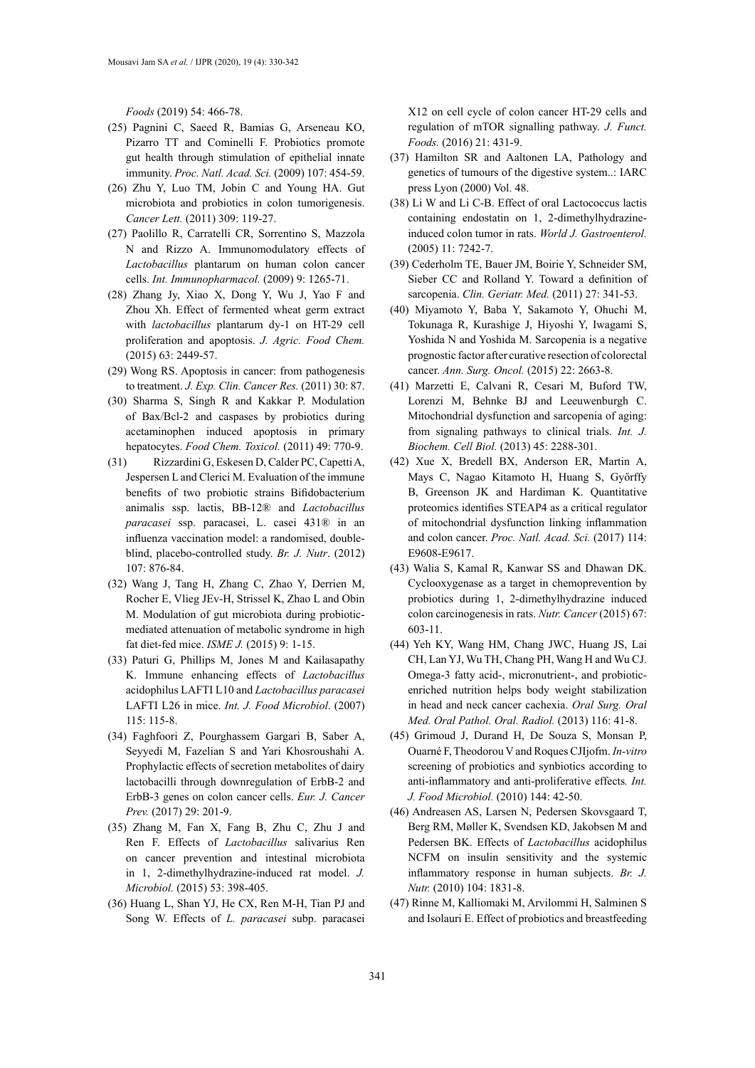*Foods* (2019) 54: 466-78.

(25) Pagnini C, Saeed R, Bamias G, Arseneau KO, Pizarro TT and Cominelli F. Probiotics promote gut health through stimulation of epithelial innate immunity. *Proc. Natl. Acad. Sci.* (2009) 107: 454-59.

(26) Zhu Y, Luo TM, Jobin C and Young HA. Gut microbiota and probiotics in colon tumorigenesis. *Cancer Lett.* (2011) 309: 119-27.

(27) Paolillo R, Carratelli CR, Sorrentino S, Mazzola N and Rizzo A. Immunomodulatory effects of *Lactobacillus* plantarum on human colon cancer cells. *Int. Immunopharmacol.* (2009) 9: 1265-71.

(28) Zhang Jy, Xiao X, Dong Y, Wu J, Yao F and Zhou Xh. Effect of fermented wheat germ extract with *lactobacillus* plantarum dy-1 on HT-29 cell proliferation and apoptosis. *J. Agric. Food Chem.* (2015) 63: 2449-57.

(29) Wong RS. Apoptosis in cancer: from pathogenesis to treatment. *J. Exp. Clin. Cancer Res.* (2011) 30: 87.

(30) Sharma S, Singh R and Kakkar P. Modulation of Bax/Bcl-2 and caspases by probiotics during acetaminophen induced apoptosis in primary hepatocytes. *Food Chem. Toxicol.* (2011) 49: 770-9.

(31) Rizzardini G, Eskesen D, Calder PC, Capetti A, Jespersen L and Clerici M. Evaluation of the immune benefits of two probiotic strains Bifidobacterium animalis ssp. lactis, BB-12® and *Lactobacillus paracasei* ssp. paracasei, L. casei 431® in an influenza vaccination model: a randomised, double-blind, placebo-controlled study. *Br. J. Nutr*. (2012) 107: 876-84.

(32) Wang J, Tang H, Zhang C, Zhao Y, Derrien M, Rocher E, Vlieg JEv-H, Strissel K, Zhao L and Obin M. Modulation of gut microbiota during probiotic-mediated attenuation of metabolic syndrome in high fat diet-fed mice. *ISME J.* (2015) 9: 1-15.

(33) Paturi G, Phillips M, Jones M and Kailasapathy K. Immune enhancing effects of *Lactobacillus* acidophilus LAFTI L10 and *Lactobacillus paracasei* LAFTI L26 in mice. *Int. J. Food Microbiol*. (2007) 115: 115-8.

(34) Faghfoori Z, Pourghassem Gargari B, Saber A, Seyyedi M, Fazelian S and Yari Khosroushahi A. Prophylactic effects of secretion metabolites of dairy lactobacilli through downregulation of ErbB-2 and ErbB-3 genes on colon cancer cells. *Eur. J. Cancer Prev.* (2017) 29: 201-9.

(35) Zhang M, Fan X, Fang B, Zhu C, Zhu J and Ren F. Effects of *Lactobacillus* salivarius Ren on cancer prevention and intestinal microbiota in 1, 2-dimethylhydrazine-induced rat model. *J. Microbiol.* (2015) 53: 398-405.

(36) Huang L, Shan YJ, He CX, Ren M-H, Tian PJ and Song W. Effects of *L. paracasei* subp. paracasei X12 on cell cycle of colon cancer HT-29 cells and regulation of mTOR signalling pathway. *J. Funct. Foods.* (2016) 21: 431-9.

(37) Hamilton SR and Aaltonen LA, Pathology and genetics of tumours of the digestive system..: IARC press Lyon (2000) Vol. 48.

(38) Li W and Li C-B. Effect of oral Lactococcus lactis containing endostatin on 1, 2-dimethylhydrazine-induced colon tumor in rats. *World J. Gastroenterol.* (2005) 11: 7242-7.

(39) Cederholm TE, Bauer JM, Boirie Y, Schneider SM, Sieber CC and Rolland Y. Toward a definition of sarcopenia. *Clin. Geriatr. Med.* (2011) 27: 341-53.

(40) Miyamoto Y, Baba Y, Sakamoto Y, Ohuchi M, Tokunaga R, Kurashige J, Hiyoshi Y, Iwagami S, Yoshida N and Yoshida M. Sarcopenia is a negative prognostic factor after curative resection of colorectal cancer. *Ann. Surg. Oncol.* (2015) 22: 2663-8.

(41) Marzetti E, Calvani R, Cesari M, Buford TW, Lorenzi M, Behnke BJ and Leeuwenburgh C. Mitochondrial dysfunction and sarcopenia of aging: from signaling pathways to clinical trials. *Int. J. Biochem. Cell Biol.* (2013) 45: 2288-301.

(42) Xue X, Bredell BX, Anderson ER, Martin A, Mays C, Nagao Kitamoto H, Huang S, Győrffy B, Greenson JK and Hardiman K. Quantitative proteomics identifies STEAP4 as a critical regulator of mitochondrial dysfunction linking inflammation and colon cancer. *Proc. Natl. Acad. Sci.* (2017) 114: E9608-E9617.

(43) Walia S, Kamal R, Kanwar SS and Dhawan DK. Cyclooxygenase as a target in chemoprevention by probiotics during 1, 2-dimethylhydrazine induced colon carcinogenesis in rats. *Nutr. Cancer* (2015) 67: 603-11.

(44) Yeh KY, Wang HM, Chang JWC, Huang JS, Lai CH, Lan YJ, Wu TH, Chang PH, Wang H and Wu CJ. Omega-3 fatty acid-, micronutrient-, and probiotic-enriched nutrition helps body weight stabilization in head and neck cancer cachexia. *Oral Surg. Oral Med. Oral Pathol. Oral. Radiol.* (2013) 116: 41-8.

(45) Grimoud J, Durand H, De Souza S, Monsan P, Ouarné F, Theodorou V and Roques CJIjofm. *In-vitro* screening of probiotics and synbiotics according to anti-inflammatory and anti-proliferative effects. *Int. J. Food Microbiol.* (2010) 144: 42-50.

(46) Andreasen AS, Larsen N, Pedersen Skovsgaard T, Berg RM, Møller K, Svendsen KD, Jakobsen M and Pedersen BK. Effects of *Lactobacillus* acidophilus NCFM on insulin sensitivity and the systemic inflammatory response in human subjects. *Br. J. Nutr.* (2010) 104: 1831-8.

(47) Rinne M, Kalliomaki M, Arvilommi H, Salminen S and Isolauri E. Effect of probiotics and breastfeeding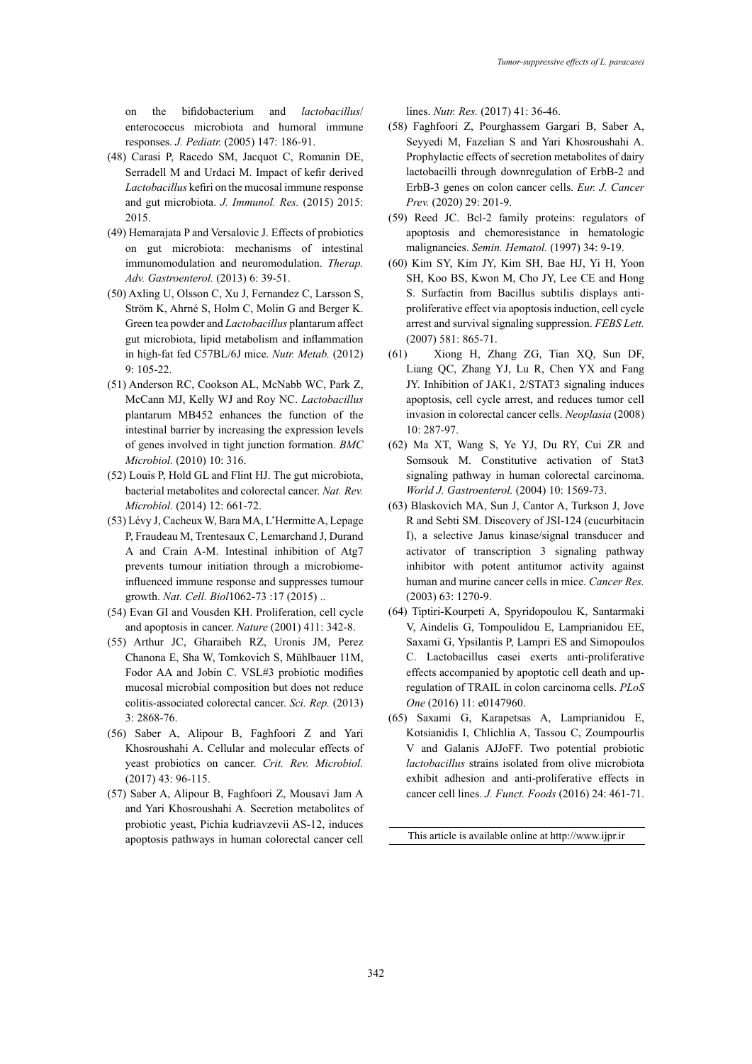on the bifidobacterium and *lactobacillus*/ enterococcus microbiota and humoral immune responses. *J. Pediatr.* (2005) 147: 186-91.

(48) Carasi P, Racedo SM, Jacquot C, Romanin DE, Serradell M and Urdaci M. Impact of kefir derived *Lactobacillus* kefiri on the mucosal immune response and gut microbiota. *J. Immunol. Res.* (2015) 2015: 2015.

(49) Hemarajata P and Versalovic J. Effects of probiotics on gut microbiota: mechanisms of intestinal immunomodulation and neuromodulation. *Therap. Adv. Gastroenterol.* (2013) 6: 39-51.

(50) Axling U, Olsson C, Xu J, Fernandez C, Larsson S, Ström K, Ahrné S, Holm C, Molin G and Berger K. Green tea powder and *Lactobacillus* plantarum affect gut microbiota, lipid metabolism and inflammation in high-fat fed C57BL/6J mice. *Nutr. Metab.* (2012) 9: 105-22.

(51) Anderson RC, Cookson AL, McNabb WC, Park Z, McCann MJ, Kelly WJ and Roy NC. *Lactobacillus* plantarum MB452 enhances the function of the intestinal barrier by increasing the expression levels of genes involved in tight junction formation. *BMC Microbiol.* (2010) 10: 316.

(52) Louis P, Hold GL and Flint HJ. The gut microbiota, bacterial metabolites and colorectal cancer. *Nat. Rev. Microbiol.* (2014) 12: 661-72.

(53) Lévy J, Cacheux W, Bara MA, L'Hermitte A, Lepage P, Fraudeau M, Trentesaux C, Lemarchand J, Durand A and Crain A-M. Intestinal inhibition of Atg7 prevents tumour initiation through a microbiome-influenced immune response and suppresses tumour growth. *Nat. Cell. Biol*1062-73 :17 (2015) ..

(54) Evan GI and Vousden KH. Proliferation, cell cycle and apoptosis in cancer. *Nature* (2001) 411: 342-8.

(55) Arthur JC, Gharaibeh RZ, Uronis JM, Perez Chanona E, Sha W, Tomkovich S, Mühlbauer 11M, Fodor AA and Jobin C. VSL#3 probiotic modifies mucosal microbial composition but does not reduce colitis-associated colorectal cancer. *Sci. Rep.* (2013) 3: 2868-76.

(56) Saber A, Alipour B, Faghfoori Z and Yari Khosroushahi A. Cellular and molecular effects of yeast probiotics on cancer. *Crit. Rev. Microbiol.* (2017) 43: 96-115.

(57) Saber A, Alipour B, Faghfoori Z, Mousavi Jam A and Yari Khosroushahi A. Secretion metabolites of probiotic yeast, Pichia kudriavzevii AS-12, induces apoptosis pathways in human colorectal cancer cell lines. *Nutr. Res.* (2017) 41: 36-46.

(58) Faghfoori Z, Pourghassem Gargari B, Saber A, Seyyedi M, Fazelian S and Yari Khosroushahi A. Prophylactic effects of secretion metabolites of dairy lactobacilli through downregulation of ErbB-2 and ErbB-3 genes on colon cancer cells. *Eur. J. Cancer Prev.* (2020) 29: 201-9.

(59) Reed JC. Bcl-2 family proteins: regulators of apoptosis and chemoresistance in hematologic malignancies. *Semin. Hematol.* (1997) 34: 9-19.

(60) Kim SY, Kim JY, Kim SH, Bae HJ, Yi H, Yoon SH, Koo BS, Kwon M, Cho JY, Lee CE and Hong S. Surfactin from Bacillus subtilis displays anti-proliferative effect via apoptosis induction, cell cycle arrest and survival signaling suppression. *FEBS Lett.* (2007) 581: 865-71.

(61) Xiong H, Zhang ZG, Tian XQ, Sun DF, Liang QC, Zhang YJ, Lu R, Chen YX and Fang JY. Inhibition of JAK1, 2/STAT3 signaling induces apoptosis, cell cycle arrest, and reduces tumor cell invasion in colorectal cancer cells. *Neoplasia* (2008) 10: 287-97.

(62) Ma XT, Wang S, Ye YJ, Du RY, Cui ZR and Somsouk M. Constitutive activation of Stat3 signaling pathway in human colorectal carcinoma. *World J. Gastroenterol.* (2004) 10: 1569-73.

(63) Blaskovich MA, Sun J, Cantor A, Turkson J, Jove R and Sebti SM. Discovery of JSI-124 (cucurbitacin I), a selective Janus kinase/signal transducer and activator of transcription 3 signaling pathway inhibitor with potent antitumor activity against human and murine cancer cells in mice. *Cancer Res.* (2003) 63: 1270-9.

(64) Tiptiri-Kourpeti A, Spyridopoulou K, Santarmaki V, Aindelis G, Tompoulidou E, Lamprianidou EE, Saxami G, Ypsilantis P, Lampri ES and Simopoulos C. Lactobacillus casei exerts anti-proliferative effects accompanied by apoptotic cell death and up-regulation of TRAIL in colon carcinoma cells. *PLoS One* (2016) 11: e0147960.

(65) Saxami G, Karapetsas A, Lamprianidou E, Kotsianidis I, Chlichlia A, Tassou C, Zoumpourlis V and Galanis AJJoFF. Two potential probiotic *lactobacillus* strains isolated from olive microbiota exhibit adhesion and anti-proliferative effects in cancer cell lines. *J. Funct. Foods* (2016) 24: 461-71.

This article is available online at http://www.ijpr.ir